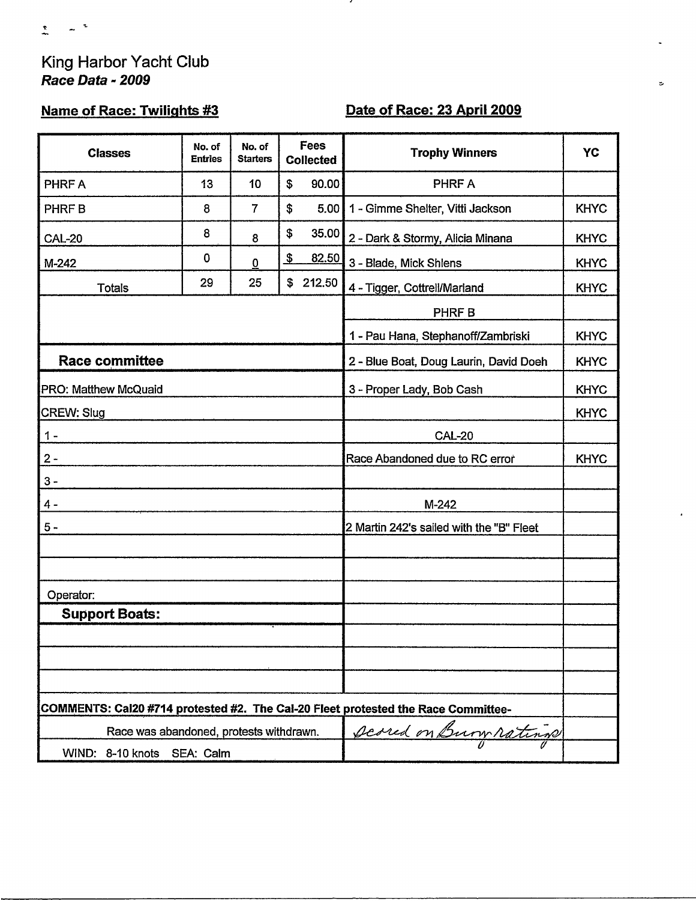# King Harbor Yacht Club

***Race Data - 2009***

**Name of Race: Twilights #3**

**Date of Race: 23 April 2009**

| Classes | No. of Entries | No. of Starters | Fees Collected | Trophy Winners | YC |
|---|---|---|---|---|---|
| PHRF A | 13 | 10 | $ 90.00 | PHRF A | |
| PHRF B | 8 | 7 | $ 5.00 | 1 - Gimme Shelter, Vitti Jackson | KHYC |
| CAL-20 | 8 | 8 | $ 35.00 | 2 - Dark & Stormy, Alicia Minana | KHYC |
| M-242 | 0 | 0 | $ 82.50 | 3 - Blade, Mick Shlens | KHYC |
| Totals | 29 | 25 | $ 212.50 | 4 - Tigger, Cottrell/Marland | KHYC |
| | | | | PHRF B | |
| | | | | 1 - Pau Hana, Stephanoff/Zambriski | KHYC |
| **Race committee** | | | | 2 - Blue Boat, Doug Laurin, David Doeh | KHYC |
| PRO: Matthew McQuaid | | | | 3 - Proper Lady, Bob Cash | KHYC |
| CREW: Slug | | | | | KHYC |
| 1 - | | | | CAL-20 | |
| 2 - | | | | Race Abandoned due to RC error | KHYC |
| 3 - | | | | | |
| 4 - | | | | M-242 | |
| 5 - | | | | 2 Martin 242's sailed with the "B" Fleet | |
| Operator: | | | | | |
| **Support Boats:** | | | | | |

COMMENTS: Cal20 #714 protested #2. The Cal-20 Fleet protested the Race Committee-

Race was abandoned, protests withdrawn. — *Scored on Buoy ratings*

WIND: 8-10 knots SEA: Calm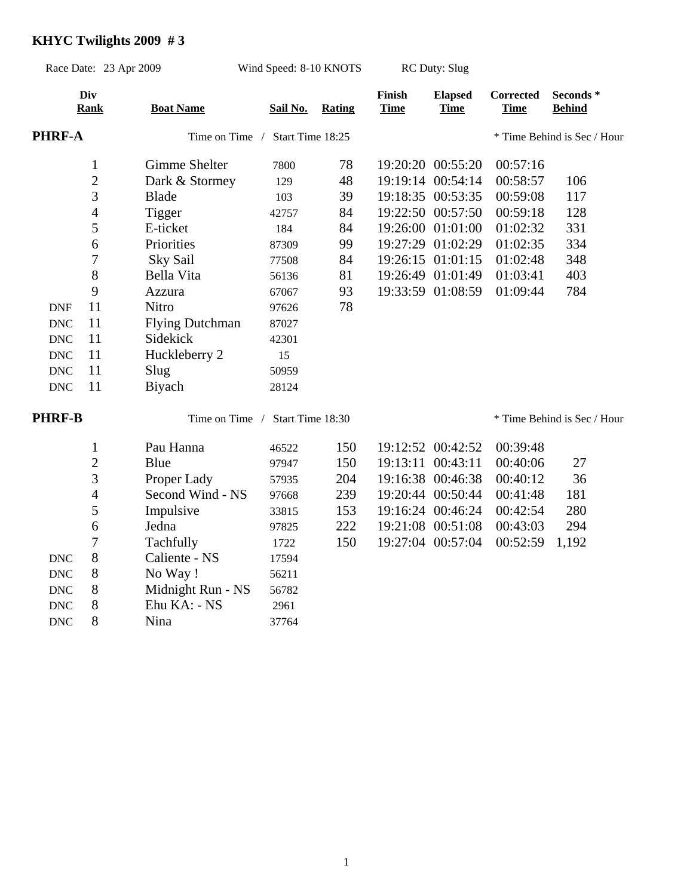# KHYC Twilights 2009 # 3

Race Date: 23 Apr 2009 Wind Speed: 8-10 KNOTS RC Duty: Slug

| Div | Rank | Boat Name | Sail No. | Rating | Finish Time | Elapsed Time | Corrected Time | Seconds * Behind |
|---|---|---|---|---|---|---|---|---|
| **PHRF-A** | | Time on Time / Start Time 18:25 | | | | | | * Time Behind is Sec / Hour |
| | 1 | Gimme Shelter | 7800 | 78 | 19:20:20 | 00:55:20 | 00:57:16 | |
| | 2 | Dark & Stormey | 129 | 48 | 19:19:14 | 00:54:14 | 00:58:57 | 106 |
| | 3 | Blade | 103 | 39 | 19:18:35 | 00:53:35 | 00:59:08 | 117 |
| | 4 | Tigger | 42757 | 84 | 19:22:50 | 00:57:50 | 00:59:18 | 128 |
| | 5 | E-ticket | 184 | 84 | 19:26:00 | 01:01:00 | 01:02:32 | 331 |
| | 6 | Priorities | 87309 | 99 | 19:27:29 | 01:02:29 | 01:02:35 | 334 |
| | 7 | Sky Sail | 77508 | 84 | 19:26:15 | 01:01:15 | 01:02:48 | 348 |
| | 8 | Bella Vita | 56136 | 81 | 19:26:49 | 01:01:49 | 01:03:41 | 403 |
| | 9 | Azzura | 67067 | 93 | 19:33:59 | 01:08:59 | 01:09:44 | 784 |
| DNF | 11 | Nitro | 97626 | 78 | | | | |
| DNC | 11 | Flying Dutchman | 87027 | | | | | |
| DNC | 11 | Sidekick | 42301 | | | | | |
| DNC | 11 | Huckleberry 2 | 15 | | | | | |
| DNC | 11 | Slug | 50959 | | | | | |
| DNC | 11 | Biyach | 28124 | | | | | |
| **PHRF-B** | | Time on Time / Start Time 18:30 | | | | | | * Time Behind is Sec / Hour |
| | 1 | Pau Hanna | 46522 | 150 | 19:12:52 | 00:42:52 | 00:39:48 | |
| | 2 | Blue | 97947 | 150 | 19:13:11 | 00:43:11 | 00:40:06 | 27 |
| | 3 | Proper Lady | 57935 | 204 | 19:16:38 | 00:46:38 | 00:40:12 | 36 |
| | 4 | Second Wind - NS | 97668 | 239 | 19:20:44 | 00:50:44 | 00:41:48 | 181 |
| | 5 | Impulsive | 33815 | 153 | 19:16:24 | 00:46:24 | 00:42:54 | 280 |
| | 6 | Jedna | 97825 | 222 | 19:21:08 | 00:51:08 | 00:43:03 | 294 |
| | 7 | Tachfully | 1722 | 150 | 19:27:04 | 00:57:04 | 00:52:59 | 1,192 |
| DNC | 8 | Caliente - NS | 17594 | | | | | |
| DNC | 8 | No Way ! | 56211 | | | | | |
| DNC | 8 | Midnight Run - NS | 56782 | | | | | |
| DNC | 8 | Ehu KA: - NS | 2961 | | | | | |
| DNC | 8 | Nina | 37764 | | | | | |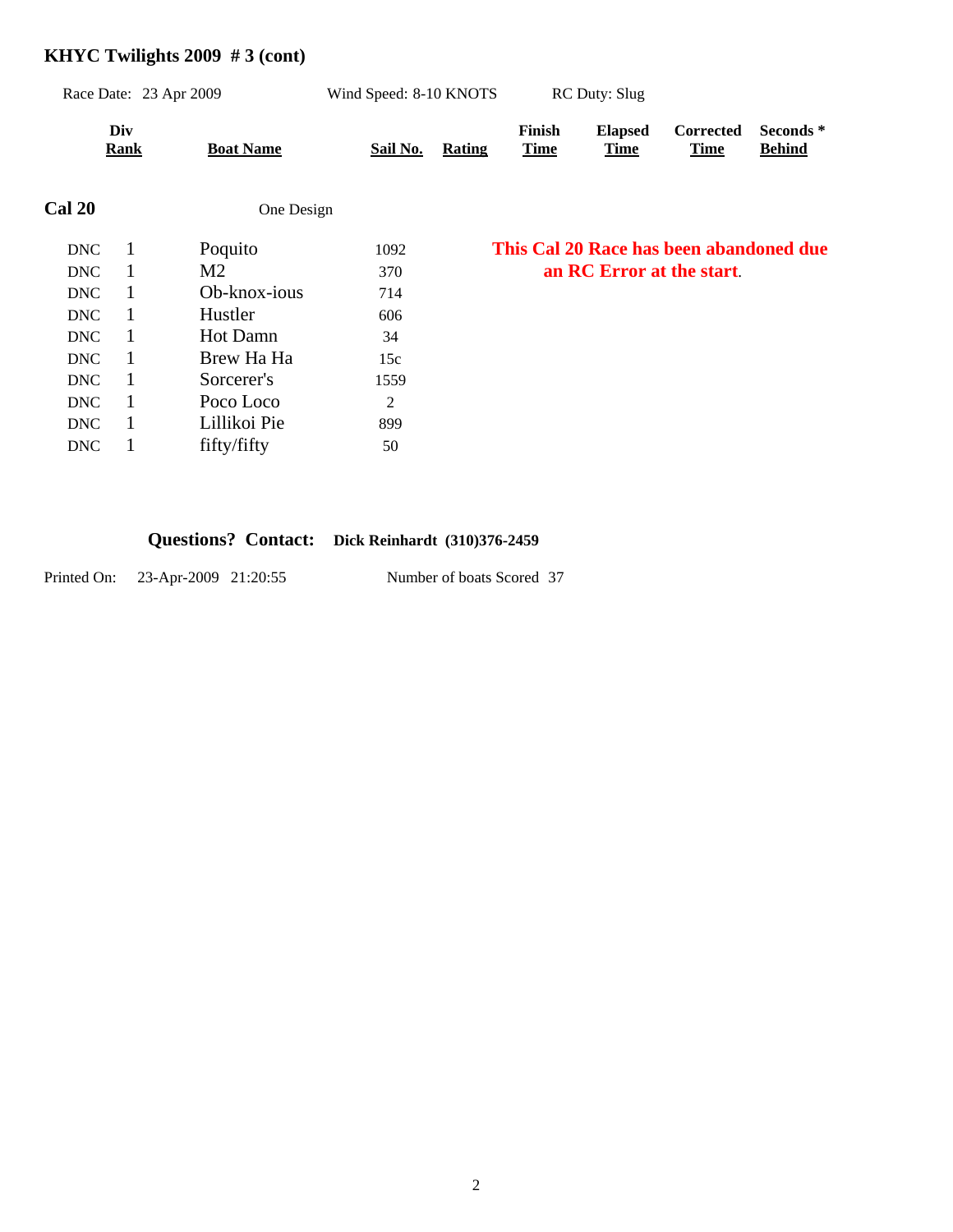## KHYC Twilights 2009 # 3 (cont)

Race Date: 23 Apr 2009 Wind Speed: 8-10 KNOTS RC Duty: Slug

| | Div Rank | Boat Name | Sail No. | Rating | Finish Time | Elapsed Time | Corrected Time | Seconds * Behind |
|---|---|---|---|---|---|---|---|---|
| **Cal 20** | | One Design | | | | | | |
| DNC | 1 | Poquito | 1092 | | **This Cal 20 Race has been abandoned due an RC Error at the start.** | | | |
| DNC | 1 | M2 | 370 | | | | | |
| DNC | 1 | Ob-knox-ious | 714 | | | | | |
| DNC | 1 | Hustler | 606 | | | | | |
| DNC | 1 | Hot Damn | 34 | | | | | |
| DNC | 1 | Brew Ha Ha | 15c | | | | | |
| DNC | 1 | Sorcerer's | 1559 | | | | | |
| DNC | 1 | Poco Loco | 2 | | | | | |
| DNC | 1 | Lillikoi Pie | 899 | | | | | |
| DNC | 1 | fifty/fifty | 50 | | | | | |

**Questions? Contact: Dick Reinhardt (310)376-2459**

Printed On: 23-Apr-2009 21:20:55 Number of boats Scored 37